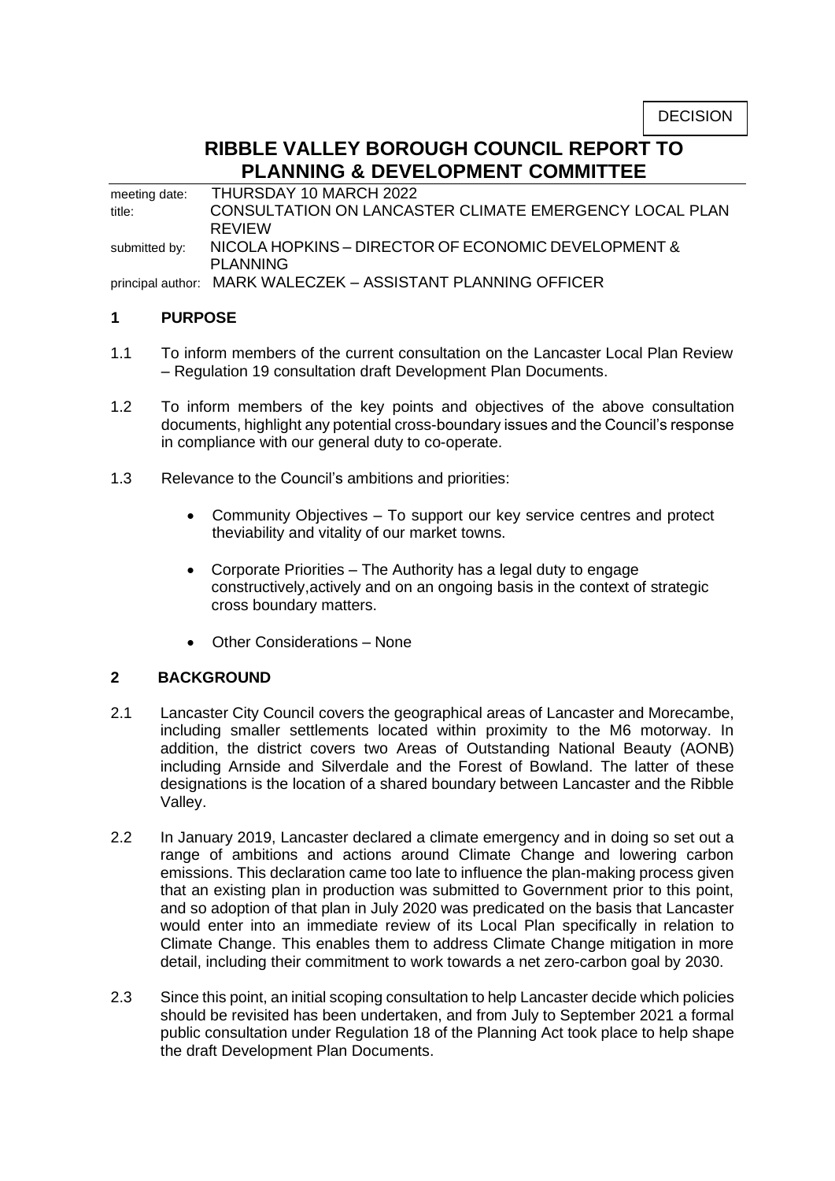DECISION

# RIBBLE VALLEY BOROUGH COUNCIL REPORT TO PLANNING & DEVELOPMENT COMMITTEE

meeting date: THURSDAY 10 MARCH 2022
title: CONSULTATION ON LANCASTER CLIMATE EMERGENCY LOCAL PLAN REVIEW
submitted by: NICOLA HOPKINS – DIRECTOR OF ECONOMIC DEVELOPMENT & PLANNING
principal author: MARK WALECZEK – ASSISTANT PLANNING OFFICER

## 1 PURPOSE

1.1 To inform members of the current consultation on the Lancaster Local Plan Review – Regulation 19 consultation draft Development Plan Documents.

1.2 To inform members of the key points and objectives of the above consultation documents, highlight any potential cross-boundary issues and the Council's response in compliance with our general duty to co-operate.

1.3 Relevance to the Council's ambitions and priorities:

- Community Objectives – To support our key service centres and protect theviability and vitality of our market towns.
- Corporate Priorities – The Authority has a legal duty to engage constructively,actively and on an ongoing basis in the context of strategic cross boundary matters.
- Other Considerations – None

## 2 BACKGROUND

2.1 Lancaster City Council covers the geographical areas of Lancaster and Morecambe, including smaller settlements located within proximity to the M6 motorway. In addition, the district covers two Areas of Outstanding National Beauty (AONB) including Arnside and Silverdale and the Forest of Bowland. The latter of these designations is the location of a shared boundary between Lancaster and the Ribble Valley.

2.2 In January 2019, Lancaster declared a climate emergency and in doing so set out a range of ambitions and actions around Climate Change and lowering carbon emissions. This declaration came too late to influence the plan-making process given that an existing plan in production was submitted to Government prior to this point, and so adoption of that plan in July 2020 was predicated on the basis that Lancaster would enter into an immediate review of its Local Plan specifically in relation to Climate Change. This enables them to address Climate Change mitigation in more detail, including their commitment to work towards a net zero-carbon goal by 2030.

2.3 Since this point, an initial scoping consultation to help Lancaster decide which policies should be revisited has been undertaken, and from July to September 2021 a formal public consultation under Regulation 18 of the Planning Act took place to help shape the draft Development Plan Documents.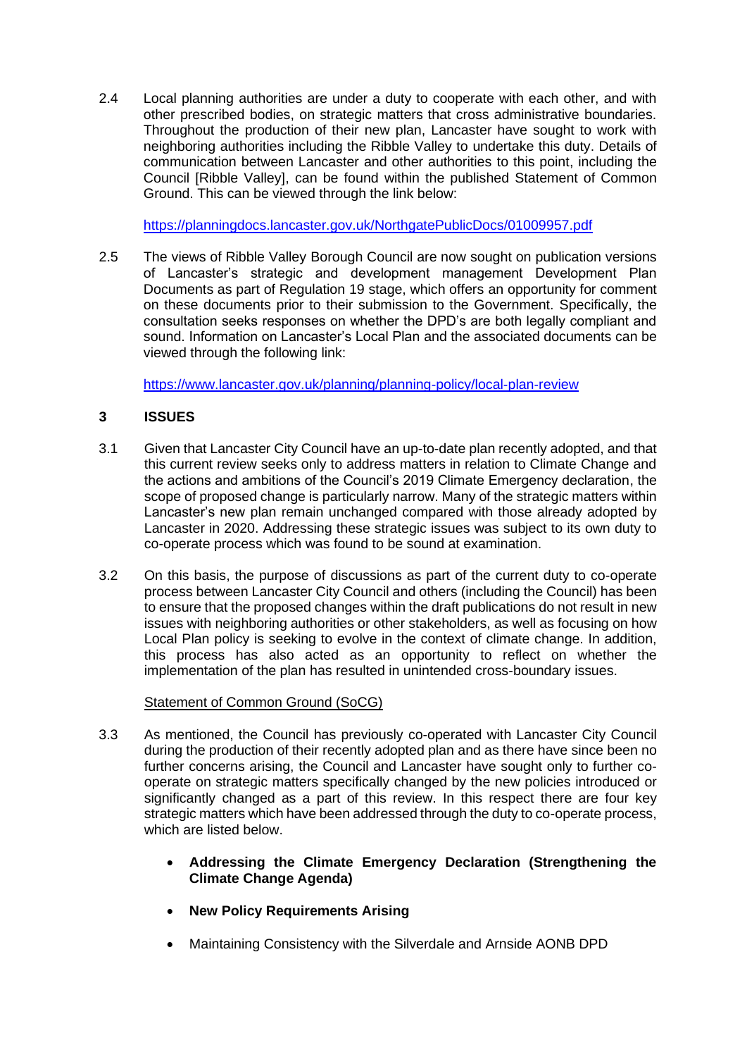2.4 Local planning authorities are under a duty to cooperate with each other, and with other prescribed bodies, on strategic matters that cross administrative boundaries. Throughout the production of their new plan, Lancaster have sought to work with neighboring authorities including the Ribble Valley to undertake this duty. Details of communication between Lancaster and other authorities to this point, including the Council [Ribble Valley], can be found within the published Statement of Common Ground. This can be viewed through the link below:

https://planningdocs.lancaster.gov.uk/NorthgatePublicDocs/01009957.pdf

2.5 The views of Ribble Valley Borough Council are now sought on publication versions of Lancaster's strategic and development management Development Plan Documents as part of Regulation 19 stage, which offers an opportunity for comment on these documents prior to their submission to the Government. Specifically, the consultation seeks responses on whether the DPD's are both legally compliant and sound. Information on Lancaster's Local Plan and the associated documents can be viewed through the following link:

https://www.lancaster.gov.uk/planning/planning-policy/local-plan-review

## 3 ISSUES

3.1 Given that Lancaster City Council have an up-to-date plan recently adopted, and that this current review seeks only to address matters in relation to Climate Change and the actions and ambitions of the Council's 2019 Climate Emergency declaration, the scope of proposed change is particularly narrow. Many of the strategic matters within Lancaster's new plan remain unchanged compared with those already adopted by Lancaster in 2020. Addressing these strategic issues was subject to its own duty to co-operate process which was found to be sound at examination.

3.2 On this basis, the purpose of discussions as part of the current duty to co-operate process between Lancaster City Council and others (including the Council) has been to ensure that the proposed changes within the draft publications do not result in new issues with neighboring authorities or other stakeholders, as well as focusing on how Local Plan policy is seeking to evolve in the context of climate change. In addition, this process has also acted as an opportunity to reflect on whether the implementation of the plan has resulted in unintended cross-boundary issues.

Statement of Common Ground (SoCG)

3.3 As mentioned, the Council has previously co-operated with Lancaster City Council during the production of their recently adopted plan and as there have since been no further concerns arising, the Council and Lancaster have sought only to further co-operate on strategic matters specifically changed by the new policies introduced or significantly changed as a part of this review. In this respect there are four key strategic matters which have been addressed through the duty to co-operate process, which are listed below.

- **Addressing the Climate Emergency Declaration (Strengthening the Climate Change Agenda)**
- **New Policy Requirements Arising**
- Maintaining Consistency with the Silverdale and Arnside AONB DPD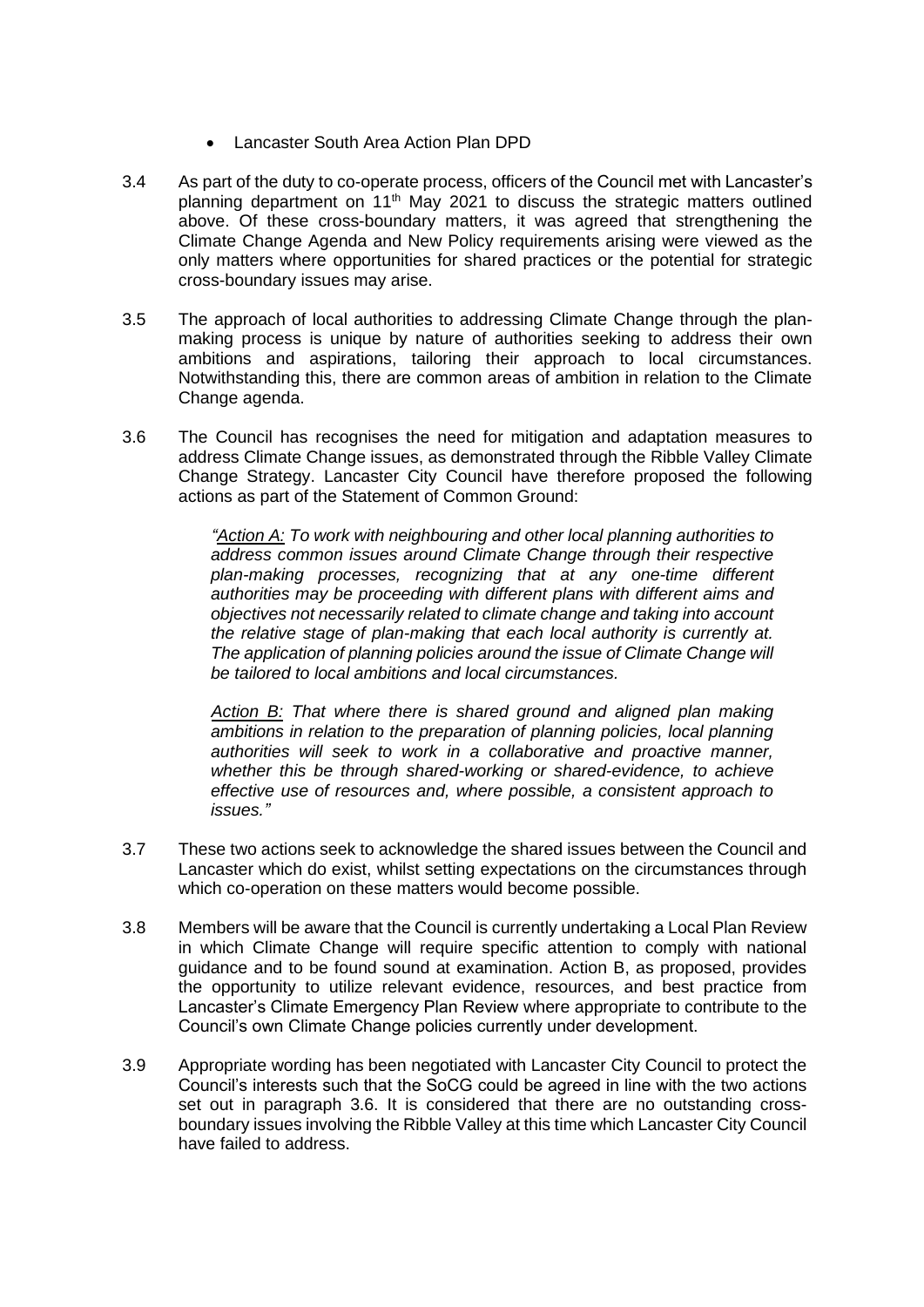- Lancaster South Area Action Plan DPD

3.4 As part of the duty to co-operate process, officers of the Council met with Lancaster's planning department on 11th May 2021 to discuss the strategic matters outlined above. Of these cross-boundary matters, it was agreed that strengthening the Climate Change Agenda and New Policy requirements arising were viewed as the only matters where opportunities for shared practices or the potential for strategic cross-boundary issues may arise.

3.5 The approach of local authorities to addressing Climate Change through the plan-making process is unique by nature of authorities seeking to address their own ambitions and aspirations, tailoring their approach to local circumstances. Notwithstanding this, there are common areas of ambition in relation to the Climate Change agenda.

3.6 The Council has recognises the need for mitigation and adaptation measures to address Climate Change issues, as demonstrated through the Ribble Valley Climate Change Strategy. Lancaster City Council have therefore proposed the following actions as part of the Statement of Common Ground:

> *"Action A: To work with neighbouring and other local planning authorities to address common issues around Climate Change through their respective plan-making processes, recognizing that at any one-time different authorities may be proceeding with different plans with different aims and objectives not necessarily related to climate change and taking into account the relative stage of plan-making that each local authority is currently at. The application of planning policies around the issue of Climate Change will be tailored to local ambitions and local circumstances.*
>
> *Action B: That where there is shared ground and aligned plan making ambitions in relation to the preparation of planning policies, local planning authorities will seek to work in a collaborative and proactive manner, whether this be through shared-working or shared-evidence, to achieve effective use of resources and, where possible, a consistent approach to issues."*

3.7 These two actions seek to acknowledge the shared issues between the Council and Lancaster which do exist, whilst setting expectations on the circumstances through which co-operation on these matters would become possible.

3.8 Members will be aware that the Council is currently undertaking a Local Plan Review in which Climate Change will require specific attention to comply with national guidance and to be found sound at examination. Action B, as proposed, provides the opportunity to utilize relevant evidence, resources, and best practice from Lancaster's Climate Emergency Plan Review where appropriate to contribute to the Council's own Climate Change policies currently under development.

3.9 Appropriate wording has been negotiated with Lancaster City Council to protect the Council's interests such that the SoCG could be agreed in line with the two actions set out in paragraph 3.6. It is considered that there are no outstanding cross-boundary issues involving the Ribble Valley at this time which Lancaster City Council have failed to address.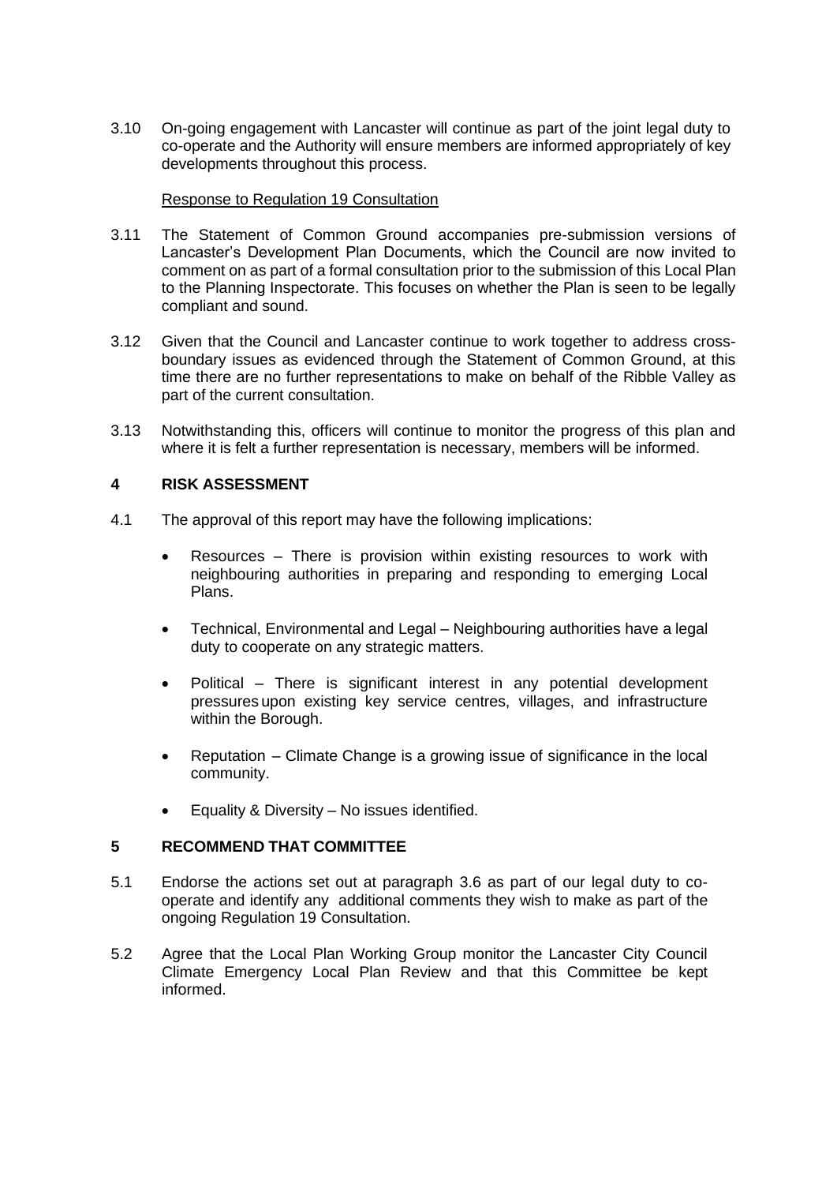3.10 On-going engagement with Lancaster will continue as part of the joint legal duty to co-operate and the Authority will ensure members are informed appropriately of key developments throughout this process.

<u>Response to Regulation 19 Consultation</u>

3.11 The Statement of Common Ground accompanies pre-submission versions of Lancaster's Development Plan Documents, which the Council are now invited to comment on as part of a formal consultation prior to the submission of this Local Plan to the Planning Inspectorate. This focuses on whether the Plan is seen to be legally compliant and sound.

3.12 Given that the Council and Lancaster continue to work together to address cross-boundary issues as evidenced through the Statement of Common Ground, at this time there are no further representations to make on behalf of the Ribble Valley as part of the current consultation.

3.13 Notwithstanding this, officers will continue to monitor the progress of this plan and where it is felt a further representation is necessary, members will be informed.

## 4 RISK ASSESSMENT

4.1 The approval of this report may have the following implications:

- Resources – There is provision within existing resources to work with neighbouring authorities in preparing and responding to emerging Local Plans.
- Technical, Environmental and Legal – Neighbouring authorities have a legal duty to cooperate on any strategic matters.
- Political – There is significant interest in any potential development pressures upon existing key service centres, villages, and infrastructure within the Borough.
- Reputation – Climate Change is a growing issue of significance in the local community.
- Equality & Diversity – No issues identified.

## 5 RECOMMEND THAT COMMITTEE

5.1 Endorse the actions set out at paragraph 3.6 as part of our legal duty to co-operate and identify any additional comments they wish to make as part of the ongoing Regulation 19 Consultation.

5.2 Agree that the Local Plan Working Group monitor the Lancaster City Council Climate Emergency Local Plan Review and that this Committee be kept informed.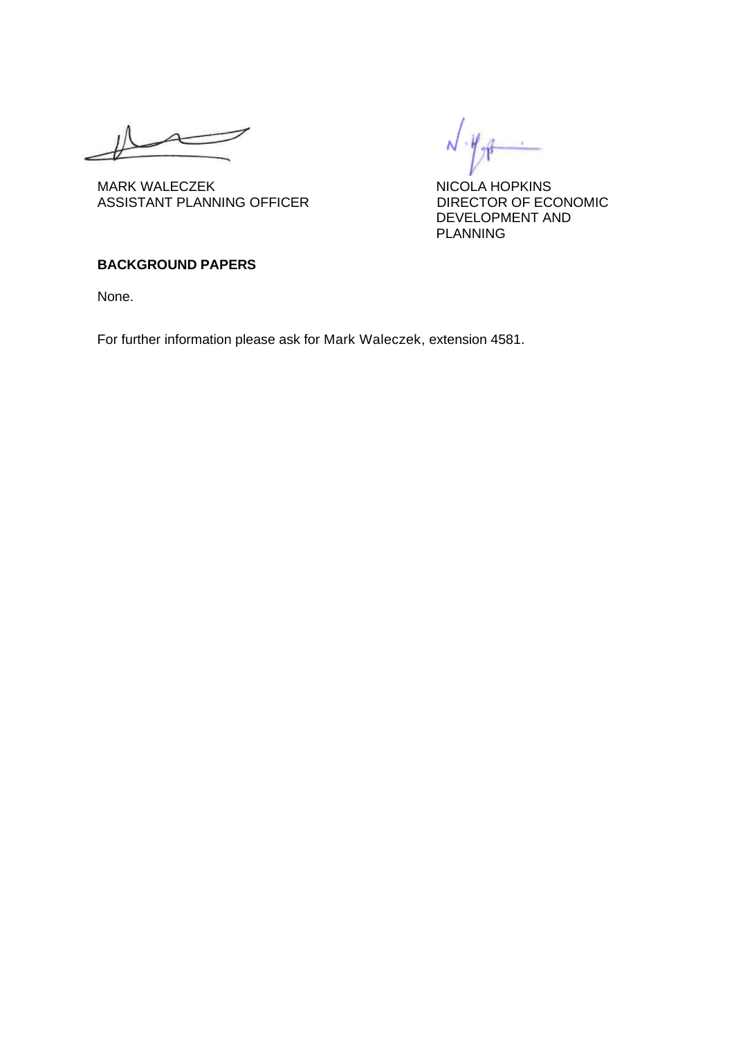MARK WALECZEK
ASSISTANT PLANNING OFFICER

NICOLA HOPKINS
DIRECTOR OF ECONOMIC DEVELOPMENT AND PLANNING

**BACKGROUND PAPERS**

None.

For further information please ask for Mark Waleczek, extension 4581.